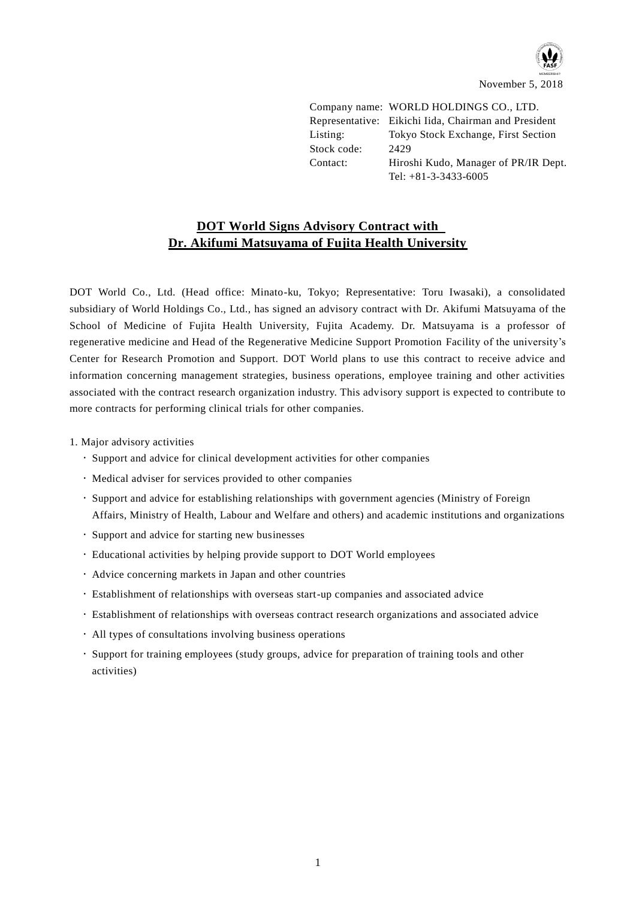November 5, 2018

Company name: WORLD HOLDINGS CO., LTD.
Representative: Eikichi Iida, Chairman and President
Listing: Tokyo Stock Exchange, First Section
Stock code: 2429
Contact: Hiroshi Kudo, Manager of PR/IR Dept.
Tel: +81-3-3433-6005

# DOT World Signs Advisory Contract with Dr. Akifumi Matsuyama of Fujita Health University

DOT World Co., Ltd. (Head office: Minato-ku, Tokyo; Representative: Toru Iwasaki), a consolidated subsidiary of World Holdings Co., Ltd., has signed an advisory contract with Dr. Akifumi Matsuyama of the School of Medicine of Fujita Health University, Fujita Academy. Dr. Matsuyama is a professor of regenerative medicine and Head of the Regenerative Medicine Support Promotion Facility of the university's Center for Research Promotion and Support. DOT World plans to use this contract to receive advice and information concerning management strategies, business operations, employee training and other activities associated with the contract research organization industry. This advisory support is expected to contribute to more contracts for performing clinical trials for other companies.

1. Major advisory activities

- Support and advice for clinical development activities for other companies
- Medical adviser for services provided to other companies
- Support and advice for establishing relationships with government agencies (Ministry of Foreign Affairs, Ministry of Health, Labour and Welfare and others) and academic institutions and organizations
- Support and advice for starting new businesses
- Educational activities by helping provide support to DOT World employees
- Advice concerning markets in Japan and other countries
- Establishment of relationships with overseas start-up companies and associated advice
- Establishment of relationships with overseas contract research organizations and associated advice
- All types of consultations involving business operations
- Support for training employees (study groups, advice for preparation of training tools and other activities)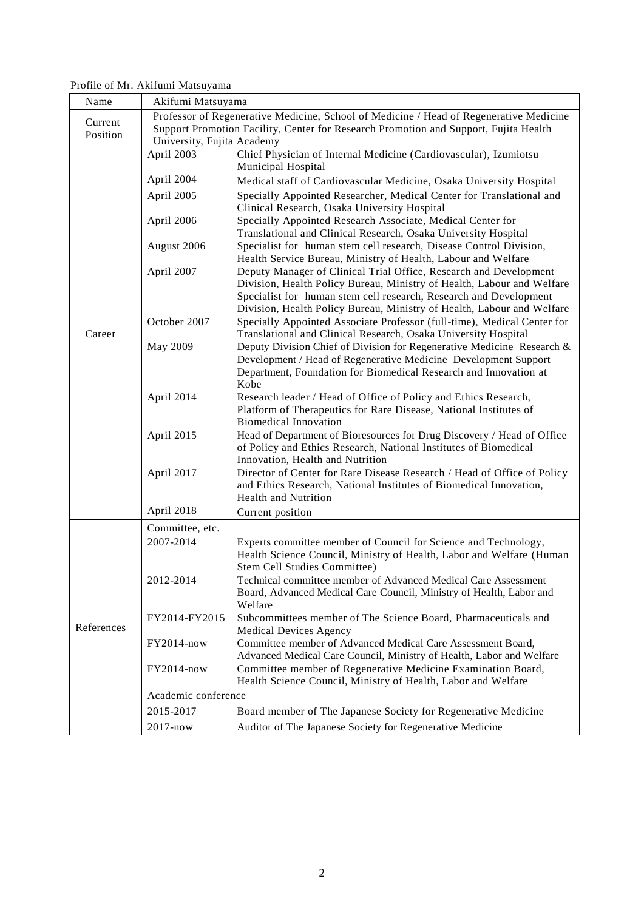Profile of Mr. Akifumi Matsuyama

| | | |
|---|---|---|
| Name | Akifumi Matsuyama | |
| Current Position | Professor of Regenerative Medicine, School of Medicine / Head of Regenerative Medicine Support Promotion Facility, Center for Research Promotion and Support, Fujita Health University, Fujita Academy | |
| Career | April 2003 | Chief Physician of Internal Medicine (Cardiovascular), Izumiotsu Municipal Hospital |
| | April 2004 | Medical staff of Cardiovascular Medicine, Osaka University Hospital |
| | April 2005 | Specially Appointed Researcher, Medical Center for Translational and Clinical Research, Osaka University Hospital |
| | April 2006 | Specially Appointed Research Associate, Medical Center for Translational and Clinical Research, Osaka University Hospital |
| | August 2006 | Specialist for human stem cell research, Disease Control Division, Health Service Bureau, Ministry of Health, Labour and Welfare |
| | April 2007 | Deputy Manager of Clinical Trial Office, Research and Development Division, Health Policy Bureau, Ministry of Health, Labour and Welfare Specialist for human stem cell research, Research and Development Division, Health Policy Bureau, Ministry of Health, Labour and Welfare |
| | October 2007 | Specially Appointed Associate Professor (full-time), Medical Center for Translational and Clinical Research, Osaka University Hospital |
| | May 2009 | Deputy Division Chief of Division for Regenerative Medicine Research & Development / Head of Regenerative Medicine Development Support Department, Foundation for Biomedical Research and Innovation at Kobe |
| | April 2014 | Research leader / Head of Office of Policy and Ethics Research, Platform of Therapeutics for Rare Disease, National Institutes of Biomedical Innovation |
| | April 2015 | Head of Department of Bioresources for Drug Discovery / Head of Office of Policy and Ethics Research, National Institutes of Biomedical Innovation, Health and Nutrition |
| | April 2017 | Director of Center for Rare Disease Research / Head of Office of Policy and Ethics Research, National Institutes of Biomedical Innovation, Health and Nutrition |
| | April 2018 | Current position |
| References | Committee, etc. | |
| | 2007-2014 | Experts committee member of Council for Science and Technology, Health Science Council, Ministry of Health, Labor and Welfare (Human Stem Cell Studies Committee) |
| | 2012-2014 | Technical committee member of Advanced Medical Care Assessment Board, Advanced Medical Care Council, Ministry of Health, Labor and Welfare |
| | FY2014-FY2015 | Subcommittees member of The Science Board, Pharmaceuticals and Medical Devices Agency |
| | FY2014-now | Committee member of Advanced Medical Care Assessment Board, Advanced Medical Care Council, Ministry of Health, Labor and Welfare |
| | FY2014-now | Committee member of Regenerative Medicine Examination Board, Health Science Council, Ministry of Health, Labor and Welfare |
| | Academic conference | |
| | 2015-2017 | Board member of The Japanese Society for Regenerative Medicine |
| | 2017-now | Auditor of The Japanese Society for Regenerative Medicine |